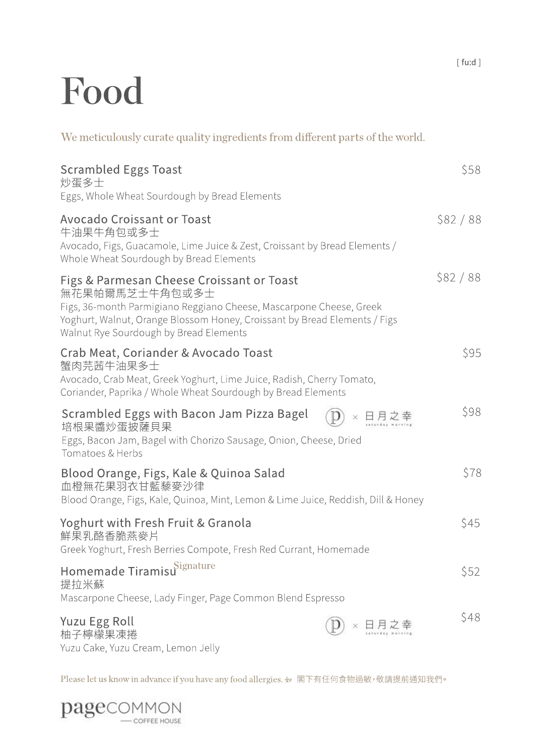[ fu:d ]

# Food

We meticulously curate quality ingredients from different parts of the world.

### Scrambled Eggs Toast — $58
炒蛋多士
Eggs, Whole Wheat Sourdough by Bread Elements

### Avocado Croissant or Toast — $82 / 88
牛油果牛角包或多士
Avocado, Figs, Guacamole, Lime Juice & Zest, Croissant by Bread Elements / Whole Wheat Sourdough by Bread Elements

### Figs & Parmesan Cheese Croissant or Toast — $82 / 88
無花果帕爾馬芝士牛角包或多士
Figs, 36-month Parmigiano Reggiano Cheese, Mascarpone Cheese, Greek Yoghurt, Walnut, Orange Blossom Honey, Croissant by Bread Elements / Figs Walnut Rye Sourdough by Bread Elements

### Crab Meat, Coriander & Avocado Toast — $95
蟹肉芫茜牛油果多士
Avocado, Crab Meat, Greek Yoghurt, Lime Juice, Radish, Cherry Tomato, Coriander, Paprika / Whole Wheat Sourdough by Bread Elements

### Scrambled Eggs with Bacon Jam Pizza Bagel — $98
p × 日月之幸 saturday morning
培根果醬炒蛋披薩貝果
Eggs, Bacon Jam, Bagel with Chorizo Sausage, Onion, Cheese, Dried Tomatoes & Herbs

### Blood Orange, Figs, Kale & Quinoa Salad — $78
血橙無花果羽衣甘藍藜麥沙律
Blood Orange, Figs, Kale, Quinoa, Mint, Lemon & Lime Juice, Reddish, Dill & Honey

### Yoghurt with Fresh Fruit & Granola — $45
鮮果乳酪香脆燕麥片
Greek Yoghurt, Fresh Berries Compote, Fresh Red Currant, Homemade

### Homemade Tiramisu *Signature* — $52
提拉米蘇
Mascarpone Cheese, Lady Finger, Page Common Blend Espresso

### Yuzu Egg Roll — $48
p × 日月之幸 saturday morning
柚子檸檬果凍捲
Yuzu Cake, Yuzu Cream, Lemon Jelly

Please let us know in advance if you have any food allergies. 如 閣下有任何食物過敏，敬請提前通知我們。

pageCOMMON — COFFEE HOUSE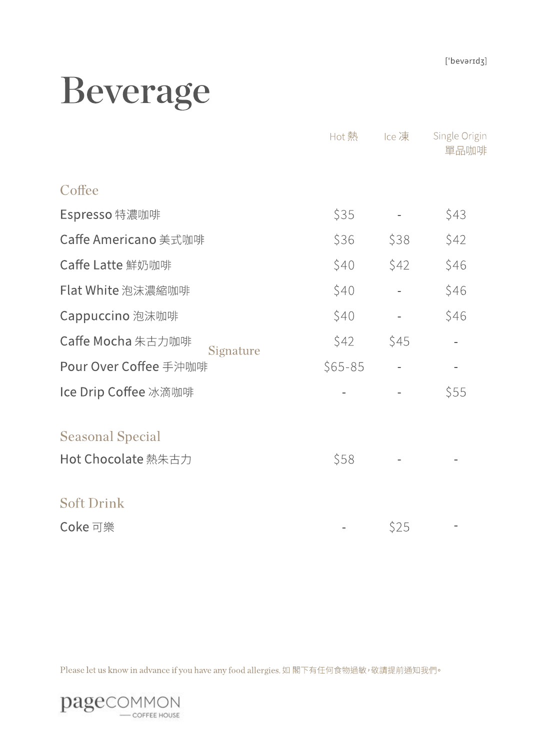['bevərɪdʒ]

# Beverage

| | Hot 熱 | Ice 凍 | Single Origin 單品咖啡 |
|---|---|---|---|
| **Coffee** | | | |
| Espresso 特濃咖啡 | $35 | - | $43 |
| Caffe Americano 美式咖啡 | $36 | $38 | $42 |
| Caffe Latte 鮮奶咖啡 | $40 | $42 | $46 |
| Flat White 泡沫濃縮咖啡 | $40 | - | $46 |
| Cappuccino 泡沫咖啡 | $40 | - | $46 |
| Caffe Mocha 朱古力咖啡 | $42 | $45 | - |
| Pour Over Coffee 手沖咖啡 Signature | $65-85 | - | - |
| Ice Drip Coffee 冰滴咖啡 | - | - | $55 |
| **Seasonal Special** | | | |
| Hot Chocolate 熱朱古力 | $58 | - | - |
| **Soft Drink** | | | |
| Coke 可樂 | - | $25 | - |

Please let us know in advance if you have any food allergies. 如 閣下有任何食物過敏，敬請提前通知我們。

pageCOMMON — COFFEE HOUSE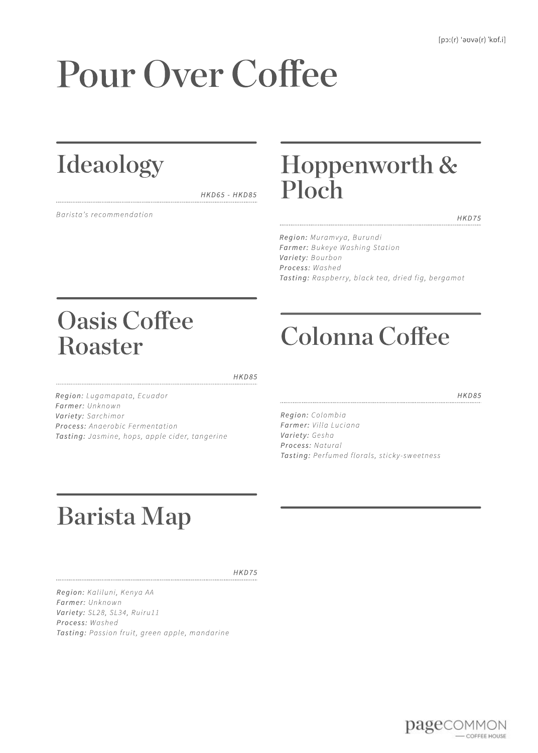[pɔː(r) ˈəʊvə(r) ˈkɒf.i]

# Pour Over Coffee

## Ideaology

*HKD65 - HKD85*

*Barista's recommendation*

## Hoppenworth & Ploch

*HKD75*

***Region:*** *Muramvya, Burundi*
***Farmer:*** *Bukeye Washing Station*
***Variety:*** *Bourbon*
***Process:*** *Washed*
***Tasting:*** *Raspberry, black tea, dried fig, bergamot*

## Oasis Coffee Roaster

*HKD85*

***Region:*** *Lugamapata, Ecuador*
***Farmer:*** *Unknown*
***Variety:*** *Sarchimor*
***Process:*** *Anaerobic Fermentation*
***Tasting:*** *Jasmine, hops, apple cider, tangerine*

## Colonna Coffee

*HKD85*

***Region:*** *Colombia*
***Farmer:*** *Villa Luciana*
***Variety:*** *Gesha*
***Process:*** *Natural*
***Tasting:*** *Perfumed florals, sticky-sweetness*

## Barista Map

*HKD75*

***Region:*** *Kaliluni, Kenya AA*
***Farmer:*** *Unknown*
***Variety:*** *SL28, SL34, Ruiru11*
***Process:*** *Washed*
***Tasting:*** *Passion fruit, green apple, mandarine*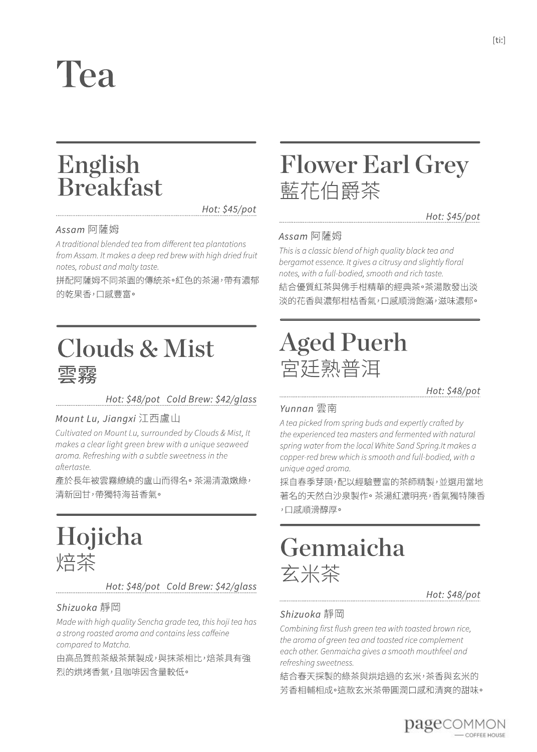# Tea

## English Breakfast

*Hot: $45/pot*

*Assam* 阿薩姆

*A traditional blended tea from different tea plantations from Assam. It makes a deep red brew with high dried fruit notes, robust and malty taste.*

拼配阿薩姆不同茶園的傳統茶。紅色的茶湯，帶有濃郁的乾果香，口感豐富。

## Clouds & Mist 雲霧

*Hot: $48/pot Cold Brew: $42/glass*

*Mount Lu, Jiangxi* 江西盧山

*Cultivated on Mount Lu, surrounded by Clouds & Mist, It makes a clear light green brew with a unique seaweed aroma. Refreshing with a subtle sweetness in the aftertaste.*

產於長年被雲霧繚繞的盧山而得名。茶湯清澈嫩綠，清新回甘，帶獨特海苔香氣。

## Hojicha 焙茶

*Hot: $48/pot Cold Brew: $42/glass*

*Shizuoka* 靜岡

*Made with high quality Sencha grade tea, this hoji tea has a strong roasted aroma and contains less caffeine compared to Matcha.*

由高品質煎茶級茶葉製成，與抹茶相比，焙茶具有強烈的烘烤香氣，且咖啡因含量較低。

## Flower Earl Grey 藍花伯爵茶

*Hot: $45/pot*

*Assam* 阿薩姆

*This is a classic blend of high quality black tea and bergamot essence. It gives a citrusy and slightly floral notes, with a full-bodied, smooth and rich taste.*

結合優質紅茶與佛手柑精華的經典茶。茶湯散發出淡淡的花香與濃郁柑桔香氣，口感順滑飽滿，滋味濃郁。

## Aged Puerh 宮廷熟普洱

*Hot: $48/pot*

*Yunnan* 雲南

*A tea picked from spring buds and expertly crafted by the experienced tea masters and fermented with natural spring water from the local White Sand Spring.It makes a copper-red brew which is smooth and full-bodied, with a unique aged aroma.*

採自春季芽頭，配以經驗豐富的茶師精製，並選用當地著名的天然白沙泉製作。茶湯紅濃明亮，香氣獨特陳香，口感順滑醇厚。

## Genmaicha 玄米茶

*Hot: $48/pot*

*Shizuoka* 靜岡

*Combining first flush green tea with toasted brown rice, the aroma of green tea and toasted rice complement each other. Genmaicha gives a smooth mouthfeel and refreshing sweetness.*

結合春天採製的綠茶與烘焙過的玄米，茶香與玄米的芳香相輔相成。這款玄米茶帶圓潤口感和清爽的甜味。